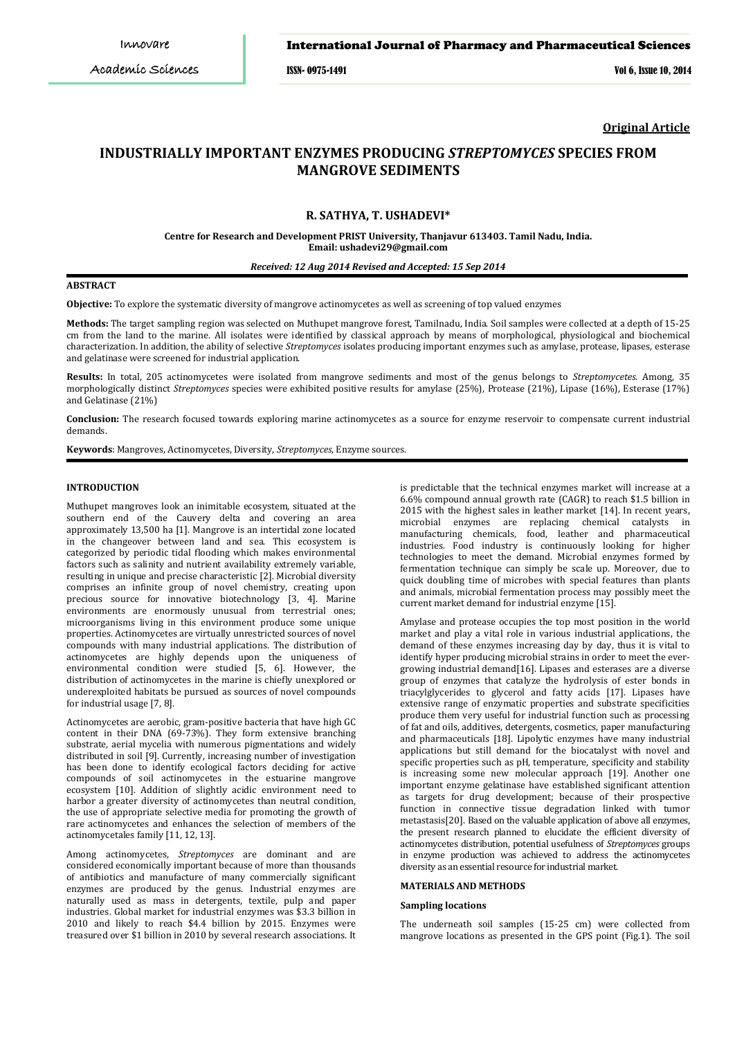**Original Article**

# INDUSTRIALLY IMPORTANT ENZYMES PRODUCING *STREPTOMYCES* SPECIES FROM MANGROVE SEDIMENTS

## R. SATHYA, T. USHADEVI*

**Centre for Research and Development PRIST University, Thanjavur 613403. Tamil Nadu, India.**
**Email: ushadevi29@gmail.com**

*Received: 12 Aug 2014 Revised and Accepted: 15 Sep 2014*

### ABSTRACT

**Objective:** To explore the systematic diversity of mangrove actinomycetes as well as screening of top valued enzymes

**Methods:** The target sampling region was selected on Muthupet mangrove forest, Tamilnadu, India. Soil samples were collected at a depth of 15-25 cm from the land to the marine. All isolates were identified by classical approach by means of morphological, physiological and biochemical characterization. In addition, the ability of selective *Streptomyces* isolates producing important enzymes such as amylase, protease, lipases, esterase and gelatinase were screened for industrial application.

**Results:** In total, 205 actinomycetes were isolated from mangrove sediments and most of the genus belongs to *Streptomycetes*. Among, 35 morphologically distinct *Streptomyces* species were exhibited positive results for amylase (25%), Protease (21%), Lipase (16%), Esterase (17%) and Gelatinase (21%)

**Conclusion:** The research focused towards exploring marine actinomycetes as a source for enzyme reservoir to compensate current industrial demands.

**Keywords**: Mangroves, Actinomycetes, Diversity, *Streptomyces*, Enzyme sources.

### INTRODUCTION

Muthupet mangroves look an inimitable ecosystem, situated at the southern end of the Cauvery delta and covering an area approximately 13,500 ha [1]. Mangrove is an intertidal zone located in the changeover between land and sea. This ecosystem is categorized by periodic tidal flooding which makes environmental factors such as salinity and nutrient availability extremely variable, resulting in unique and precise characteristic [2]. Microbial diversity comprises an infinite group of novel chemistry, creating upon precious source for innovative biotechnology [3, 4]. Marine environments are enormously unusual from terrestrial ones; microorganisms living in this environment produce some unique properties. Actinomycetes are virtually unrestricted sources of novel compounds with many industrial applications. The distribution of actinomycetes are highly depends upon the uniqueness of environmental condition were studied [5, 6]. However, the distribution of actinomycetes in the marine is chiefly unexplored or underexploited habitats be pursued as sources of novel compounds for industrial usage [7, 8].

Actinomycetes are aerobic, gram-positive bacteria that have high GC content in their DNA (69-73%). They form extensive branching substrate, aerial mycelia with numerous pigmentations and widely distributed in soil [9]. Currently, increasing number of investigation has been done to identify ecological factors deciding for active compounds of soil actinomycetes in the estuarine mangrove ecosystem [10]. Addition of slightly acidic environment need to harbor a greater diversity of actinomycetes than neutral condition, the use of appropriate selective media for promoting the growth of rare actinomycetes and enhances the selection of members of the actinomycetales family [11, 12, 13].

Among actinomycetes, *Streptomyces* are dominant and are considered economically important because of more than thousands of antibiotics and manufacture of many commercially significant enzymes are produced by the genus. Industrial enzymes are naturally used as mass in detergents, textile, pulp and paper industries. Global market for industrial enzymes was $3.3 billion in 2010 and likely to reach $4.4 billion by 2015. Enzymes were treasured over $1 billion in 2010 by several research associations. It is predictable that the technical enzymes market will increase at a 6.6% compound annual growth rate (CAGR) to reach $1.5 billion in 2015 with the highest sales in leather market [14]. In recent years, microbial enzymes are replacing chemical catalysts in manufacturing chemicals, food, leather and pharmaceutical industries. Food industry is continuously looking for higher technologies to meet the demand. Microbial enzymes formed by fermentation technique can simply be scale up. Moreover, due to quick doubling time of microbes with special features than plants and animals, microbial fermentation process may possibly meet the current market demand for industrial enzyme [15].

Amylase and protease occupies the top most position in the world market and play a vital role in various industrial applications, the demand of these enzymes increasing day by day, thus it is vital to identify hyper producing microbial strains in order to meet the ever-growing industrial demand[16]. Lipases and esterases are a diverse group of enzymes that catalyze the hydrolysis of ester bonds in triacylglycerides to glycerol and fatty acids [17]. Lipases have extensive range of enzymatic properties and substrate specificities produce them very useful for industrial function such as processing of fat and oils, additives, detergents, cosmetics, paper manufacturing and pharmaceuticals [18]. Lipolytic enzymes have many industrial applications but still demand for the biocatalyst with novel and specific properties such as pH, temperature, specificity and stability is increasing some new molecular approach [19]. Another one important enzyme gelatinase have established significant attention as targets for drug development; because of their prospective function in connective tissue degradation linked with tumor metastasis[20]. Based on the valuable application of above all enzymes, the present research planned to elucidate the efficient diversity of actinomycetes distribution, potential usefulness of *Streptomyces* groups in enzyme production was achieved to address the actinomycetes diversity as an essential resource for industrial market.

### MATERIALS AND METHODS

#### Sampling locations

The underneath soil samples (15-25 cm) were collected from mangrove locations as presented in the GPS point (Fig.1). The soil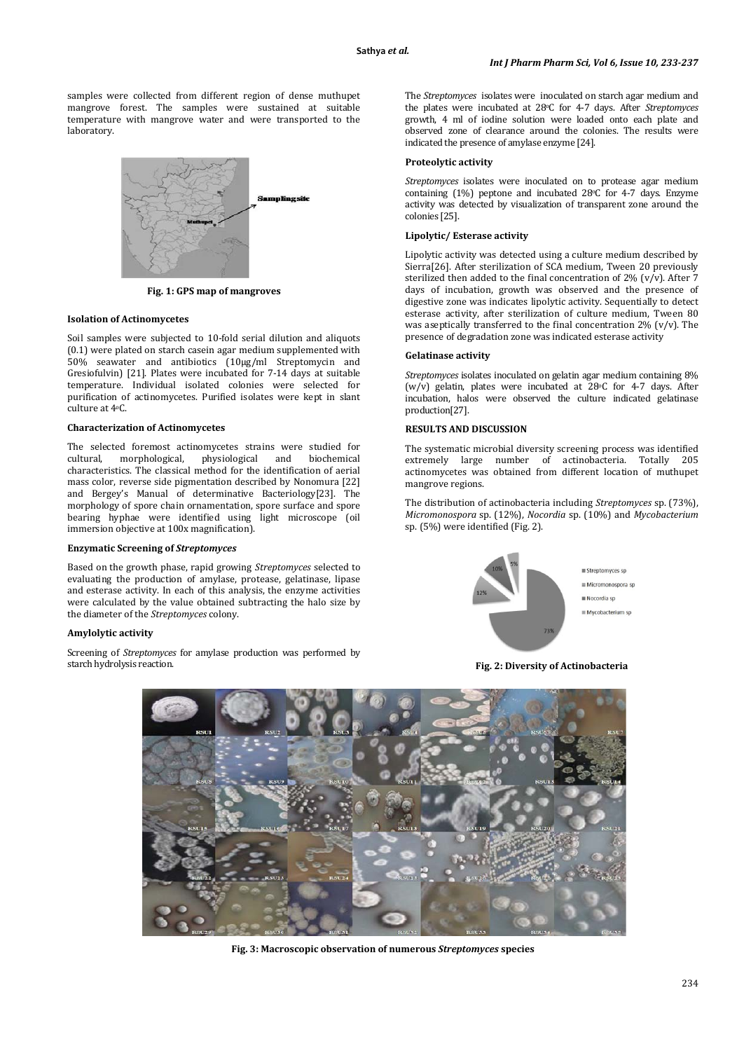samples were collected from different region of dense muthupet mangrove forest. The samples were sustained at suitable temperature with mangrove water and were transported to the laboratory.

**Fig. 1: GPS map of mangroves**

### Isolation of Actinomycetes

Soil samples were subjected to 10-fold serial dilution and aliquots (0.1) were plated on starch casein agar medium supplemented with 50% seawater and antibiotics (10µg/ml Streptomycin and Gresiofulvin) [21]. Plates were incubated for 7-14 days at suitable temperature. Individual isolated colonies were selected for purification of actinomycetes. Purified isolates were kept in slant culture at 4°C.

### Characterization of Actinomycetes

The selected foremost actinomycetes strains were studied for cultural, morphological, physiological and biochemical characteristics. The classical method for the identification of aerial mass color, reverse side pigmentation described by Nonomura [22] and Bergey's Manual of determinative Bacteriology[23]. The morphology of spore chain ornamentation, spore surface and spore bearing hyphae were identified using light microscope (oil immersion objective at 100x magnification).

### Enzymatic Screening of *Streptomyces*

Based on the growth phase, rapid growing *Streptomyces* selected to evaluating the production of amylase, protease, gelatinase, lipase and esterase activity. In each of this analysis, the enzyme activities were calculated by the value obtained subtracting the halo size by the diameter of the *Streptomyces* colony.

### Amylolytic activity

Screening of *Streptomyces* for amylase production was performed by starch hydrolysis reaction.

The *Streptomyces* isolates were inoculated on starch agar medium and the plates were incubated at 28°C for 4-7 days. After *Streptomyces* growth, 4 ml of iodine solution were loaded onto each plate and observed zone of clearance around the colonies. The results were indicated the presence of amylase enzyme [24].

### Proteolytic activity

*Streptomyces* isolates were inoculated on to protease agar medium containing (1%) peptone and incubated 28°C for 4-7 days. Enzyme activity was detected by visualization of transparent zone around the colonies [25].

### Lipolytic/ Esterase activity

Lipolytic activity was detected using a culture medium described by Sierra[26]. After sterilization of SCA medium, Tween 20 previously sterilized then added to the final concentration of 2% (v/v). After 7 days of incubation, growth was observed and the presence of digestive zone was indicates lipolytic activity. Sequentially to detect esterase activity, after sterilization of culture medium, Tween 80 was aseptically transferred to the final concentration 2% (v/v). The presence of degradation zone was indicated esterase activity

### Gelatinase activity

*Streptomyces* isolates inoculated on gelatin agar medium containing 8% (w/v) gelatin, plates were incubated at 28°C for 4-7 days. After incubation, halos were observed the culture indicated gelatinase production[27].

## RESULTS AND DISCUSSION

The systematic microbial diversity screening process was identified extremely large number of actinobacteria. Totally 205 actinomycetes was obtained from different location of muthupet mangrove regions.

The distribution of actinobacteria including *Streptomyces* sp. (73%), *Micromonospora* sp. (12%), *Nocordia* sp. (10%) and *Mycobacterium* sp. (5%) were identified (Fig. 2).

**Fig. 2: Diversity of Actinobacteria**

**Fig. 3: Macroscopic observation of numerous *Streptomyces* species**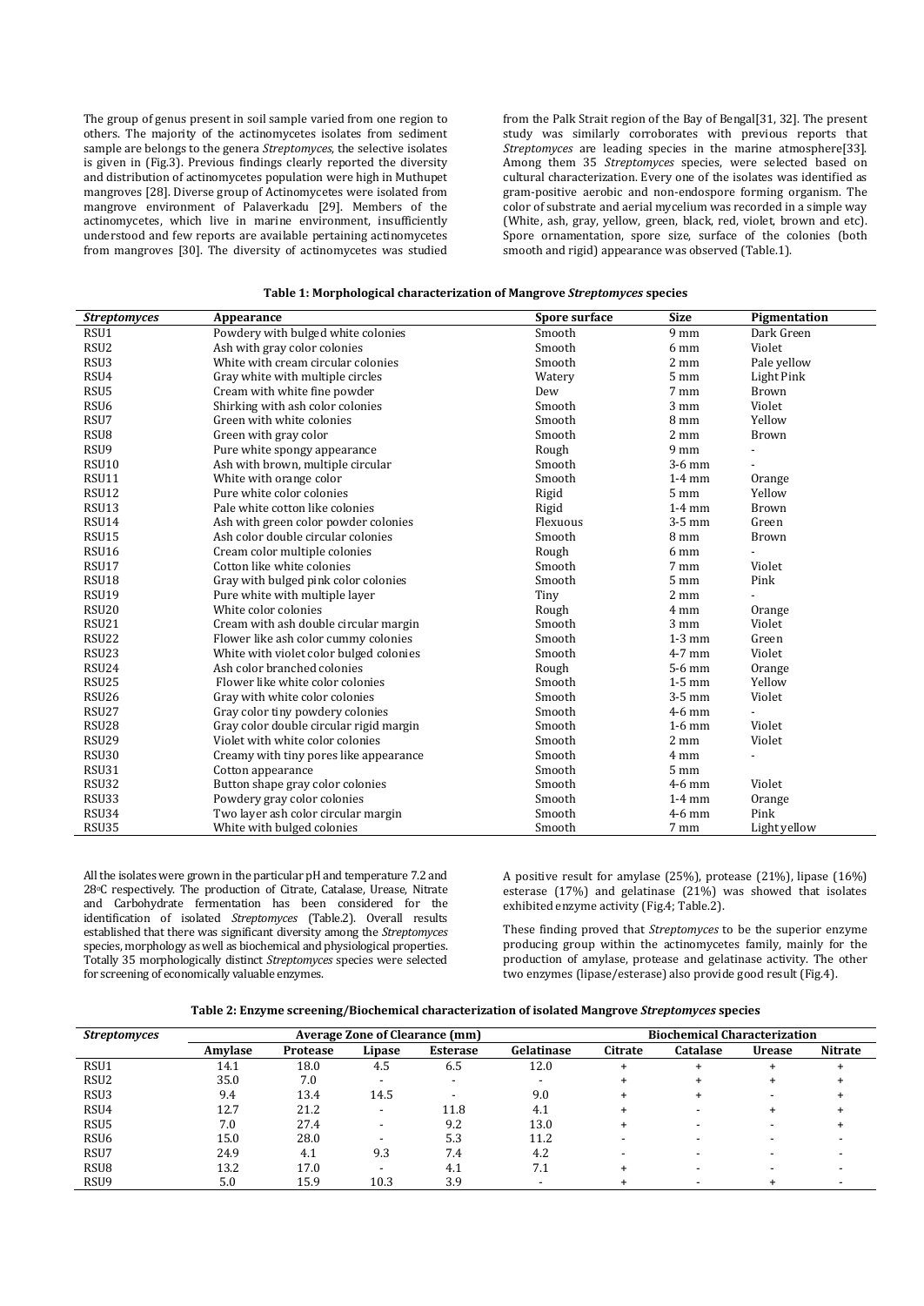The group of genus present in soil sample varied from one region to others. The majority of the actinomycetes isolates from sediment sample are belongs to the genera *Streptomyces*, the selective isolates is given in (Fig.3). Previous findings clearly reported the diversity and distribution of actinomycetes population were high in Muthupet mangroves [28]. Diverse group of Actinomycetes were isolated from mangrove environment of Palaverkadu [29]. Members of the actinomycetes, which live in marine environment, insufficiently understood and few reports are available pertaining actinomycetes from mangroves [30]. The diversity of actinomycetes was studied from the Palk Strait region of the Bay of Bengal[31, 32]. The present study was similarly corroborates with previous reports that *Streptomyces* are leading species in the marine atmosphere[33]. Among them 35 *Streptomyces* species, were selected based on cultural characterization. Every one of the isolates was identified as gram-positive aerobic and non-endospore forming organism. The color of substrate and aerial mycelium was recorded in a simple way (White, ash, gray, yellow, green, black, red, violet, brown and etc). Spore ornamentation, spore size, surface of the colonies (both smooth and rigid) appearance was observed (Table.1).

**Table 1: Morphological characterization of Mangrove *Streptomyces* species**

| *Streptomyces* | Appearance | Spore surface | Size | Pigmentation |
|---|---|---|---|---|
| RSU1 | Powdery with bulged white colonies | Smooth | 9 mm | Dark Green |
| RSU2 | Ash with gray color colonies | Smooth | 6 mm | Violet |
| RSU3 | White with cream circular colonies | Smooth | 2 mm | Pale yellow |
| RSU4 | Gray white with multiple circles | Watery | 5 mm | Light Pink |
| RSU5 | Cream with white fine powder | Dew | 7 mm | Brown |
| RSU6 | Shirking with ash color colonies | Smooth | 3 mm | Violet |
| RSU7 | Green with white colonies | Smooth | 8 mm | Yellow |
| RSU8 | Green with gray color | Smooth | 2 mm | Brown |
| RSU9 | Pure white spongy appearance | Rough | 9 mm | - |
| RSU10 | Ash with brown, multiple circular | Smooth | 3-6 mm | - |
| RSU11 | White with orange color | Smooth | 1-4 mm | Orange |
| RSU12 | Pure white color colonies | Rigid | 5 mm | Yellow |
| RSU13 | Pale white cotton like colonies | Rigid | 1-4 mm | Brown |
| RSU14 | Ash with green color powder colonies | Flexuous | 3-5 mm | Green |
| RSU15 | Ash color double circular colonies | Smooth | 8 mm | Brown |
| RSU16 | Cream color multiple colonies | Rough | 6 mm | - |
| RSU17 | Cotton like white colonies | Smooth | 7 mm | Violet |
| RSU18 | Gray with bulged pink color colonies | Smooth | 5 mm | Pink |
| RSU19 | Pure white with multiple layer | Tiny | 2 mm | - |
| RSU20 | White color colonies | Rough | 4 mm | Orange |
| RSU21 | Cream with ash double circular margin | Smooth | 3 mm | Violet |
| RSU22 | Flower like ash color cummy colonies | Smooth | 1-3 mm | Green |
| RSU23 | White with violet color bulged colonies | Smooth | 4-7 mm | Violet |
| RSU24 | Ash color branched colonies | Rough | 5-6 mm | Orange |
| RSU25 | Flower like white color colonies | Smooth | 1-5 mm | Yellow |
| RSU26 | Gray with white color colonies | Smooth | 3-5 mm | Violet |
| RSU27 | Gray color tiny powdery colonies | Smooth | 4-6 mm | - |
| RSU28 | Gray color double circular rigid margin | Smooth | 1-6 mm | Violet |
| RSU29 | Violet with white color colonies | Smooth | 2 mm | Violet |
| RSU30 | Creamy with tiny pores like appearance | Smooth | 4 mm | - |
| RSU31 | Cotton appearance | Smooth | 5 mm | |
| RSU32 | Button shape gray color colonies | Smooth | 4-6 mm | Violet |
| RSU33 | Powdery gray color colonies | Smooth | 1-4 mm | Orange |
| RSU34 | Two layer ash color circular margin | Smooth | 4-6 mm | Pink |
| RSU35 | White with bulged colonies | Smooth | 7 mm | Light yellow |

All the isolates were grown in the particular pH and temperature 7.2 and 28°C respectively. The production of Citrate, Catalase, Urease, Nitrate and Carbohydrate fermentation has been considered for the identification of isolated *Streptomyces* (Table.2). Overall results established that there was significant diversity among the *Streptomyces* species, morphology as well as biochemical and physiological properties. Totally 35 morphologically distinct *Streptomyces* species were selected for screening of economically valuable enzymes.

A positive result for amylase (25%), protease (21%), lipase (16%) esterase (17%) and gelatinase (21%) was showed that isolates exhibited enzyme activity (Fig.4; Table.2).

These finding proved that *Streptomyces* to be the superior enzyme producing group within the actinomycetes family, mainly for the production of amylase, protease and gelatinase activity. The other two enzymes (lipase/esterase) also provide good result (Fig.4).

**Table 2: Enzyme screening/Biochemical characterization of isolated Mangrove *Streptomyces* species**

| *Streptomyces* | Average Zone of Clearance (mm) | | | | | Biochemical Characterization | | | |
|---|---|---|---|---|---|---|---|---|---|
| | Amylase | Protease | Lipase | Esterase | Gelatinase | Citrate | Catalase | Urease | Nitrate |
| RSU1 | 14.1 | 18.0 | 4.5 | 6.5 | 12.0 | + | + | + | + |
| RSU2 | 35.0 | 7.0 | - | - | - | + | + | + | + |
| RSU3 | 9.4 | 13.4 | 14.5 | - | 9.0 | + | + | - | + |
| RSU4 | 12.7 | 21.2 | - | 11.8 | 4.1 | + | - | + | + |
| RSU5 | 7.0 | 27.4 | - | 9.2 | 13.0 | + | - | - | + |
| RSU6 | 15.0 | 28.0 | - | 5.3 | 11.2 | - | - | - | - |
| RSU7 | 24.9 | 4.1 | 9.3 | 7.4 | 4.2 | - | - | - | - |
| RSU8 | 13.2 | 17.0 | - | 4.1 | 7.1 | + | - | - | - |
| RSU9 | 5.0 | 15.9 | 10.3 | 3.9 | - | + | - | + | - |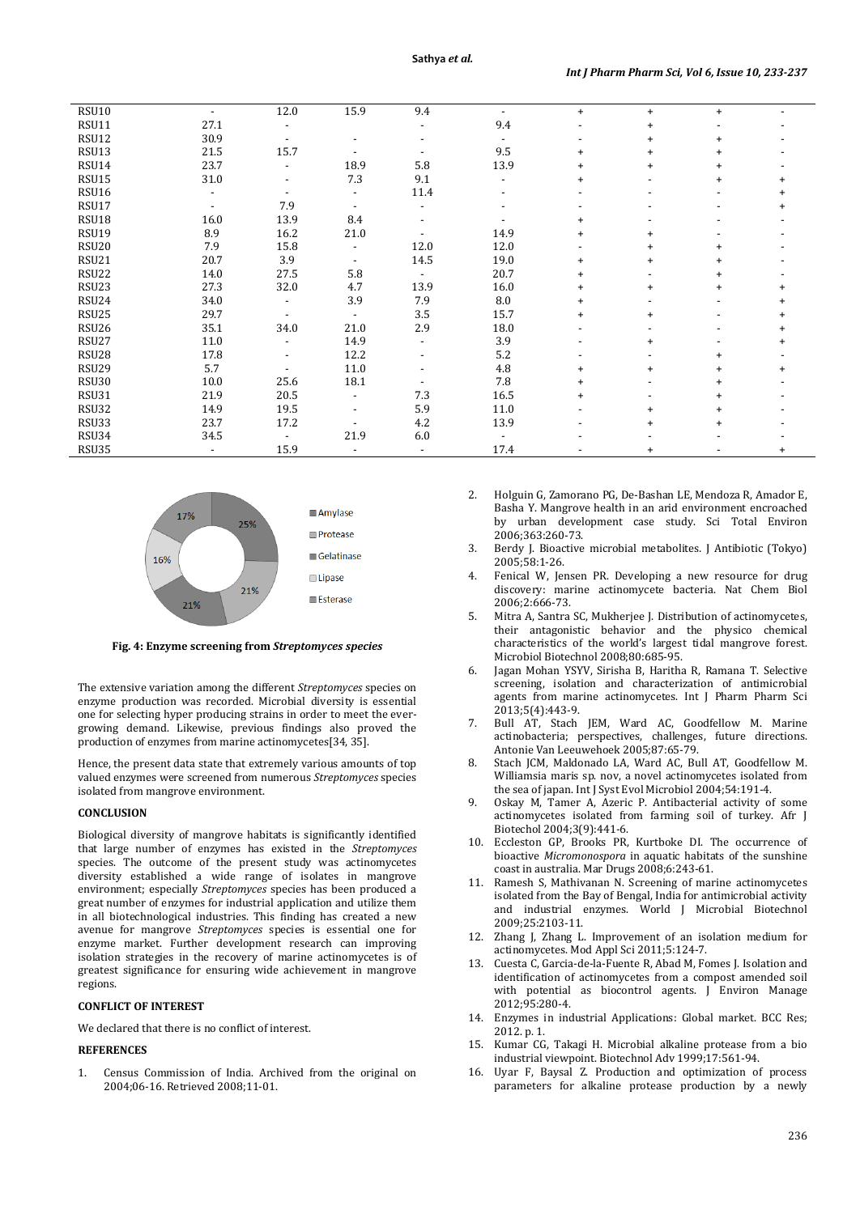| | | | | | | | | | |
|---|---|---|---|---|---|---|---|---|---|
| RSU10 | - | 12.0 | 15.9 | 9.4 | - | + | + | + | - |
| RSU11 | 27.1 | - | | - | 9.4 | - | + | - | - |
| RSU12 | 30.9 | - | - | - | - | - | + | + | - |
| RSU13 | 21.5 | 15.7 | - | - | 9.5 | + | + | + | - |
| RSU14 | 23.7 | - | 18.9 | 5.8 | 13.9 | + | + | + | - |
| RSU15 | 31.0 | - | 7.3 | 9.1 | - | + | - | + | + |
| RSU16 | - | - | - | 11.4 | - | - | - | - | + |
| RSU17 | - | 7.9 | - | - | - | - | - | - | + |
| RSU18 | 16.0 | 13.9 | 8.4 | - | - | + | - | - | - |
| RSU19 | 8.9 | 16.2 | 21.0 | - | 14.9 | + | + | - | - |
| RSU20 | 7.9 | 15.8 | - | 12.0 | 12.0 | - | + | + | - |
| RSU21 | 20.7 | 3.9 | - | 14.5 | 19.0 | + | + | + | - |
| RSU22 | 14.0 | 27.5 | 5.8 | - | 20.7 | + | - | + | - |
| RSU23 | 27.3 | 32.0 | 4.7 | 13.9 | 16.0 | + | + | + | + |
| RSU24 | 34.0 | - | 3.9 | 7.9 | 8.0 | + | - | - | + |
| RSU25 | 29.7 | - | - | 3.5 | 15.7 | + | + | - | + |
| RSU26 | 35.1 | 34.0 | 21.0 | 2.9 | 18.0 | - | - | - | + |
| RSU27 | 11.0 | - | 14.9 | - | 3.9 | - | + | - | + |
| RSU28 | 17.8 | - | 12.2 | - | 5.2 | - | - | + | - |
| RSU29 | 5.7 | - | 11.0 | - | 4.8 | + | + | + | + |
| RSU30 | 10.0 | 25.6 | 18.1 | - | 7.8 | + | - | + | - |
| RSU31 | 21.9 | 20.5 | - | 7.3 | 16.5 | + | - | + | - |
| RSU32 | 14.9 | 19.5 | - | 5.9 | 11.0 | - | + | + | - |
| RSU33 | 23.7 | 17.2 | - | 4.2 | 13.9 | - | + | + | - |
| RSU34 | 34.5 | - | 21.9 | 6.0 | - | - | - | - | - |
| RSU35 | - | 15.9 | - | - | 17.4 | - | + | - | + |

**Fig. 4: Enzyme screening from *Streptomyces species***

The extensive variation among the different *Streptomyces* species on enzyme production was recorded. Microbial diversity is essential one for selecting hyper producing strains in order to meet the ever-growing demand. Likewise, previous findings also proved the production of enzymes from marine actinomycetes[34, 35].

Hence, the present data state that extremely various amounts of top valued enzymes were screened from numerous *Streptomyces* species isolated from mangrove environment.

## CONCLUSION

Biological diversity of mangrove habitats is significantly identified that large number of enzymes has existed in the *Streptomyces* species. The outcome of the present study was actinomycetes diversity established a wide range of isolates in mangrove environment; especially *Streptomyces* species has been produced a great number of enzymes for industrial application and utilize them in all biotechnological industries. This finding has created a new avenue for mangrove *Streptomyces* species is essential one for enzyme market. Further development research can improving isolation strategies in the recovery of marine actinomycetes is of greatest significance for ensuring wide achievement in mangrove regions.

## CONFLICT OF INTEREST

We declared that there is no conflict of interest.

## REFERENCES

1. Census Commission of India. Archived from the original on 2004;06-16. Retrieved 2008;11-01.
2. Holguin G, Zamorano PG, De-Bashan LE, Mendoza R, Amador E, Basha Y. Mangrove health in an arid environment encroached by urban development case study. Sci Total Environ 2006;363:260-73.
3. Berdy J. Bioactive microbial metabolites. J Antibiotic (Tokyo) 2005;58:1-26.
4. Fenical W, Jensen PR. Developing a new resource for drug discovery: marine actinomycete bacteria. Nat Chem Biol 2006;2:666-73.
5. Mitra A, Santra SC, Mukherjee J. Distribution of actinomycetes, their antagonistic behavior and the physico chemical characteristics of the world's largest tidal mangrove forest. Microbiol Biotechnol 2008;80:685-95.
6. Jagan Mohan YSYV, Sirisha B, Haritha R, Ramana T. Selective screening, isolation and characterization of antimicrobial agents from marine actinomycetes. Int J Pharm Pharm Sci 2013;5(4):443-9.
7. Bull AT, Stach JEM, Ward AC, Goodfellow M. Marine actinobacteria; perspectives, challenges, future directions. Antonie Van Leeuwehoek 2005;87:65-79.
8. Stach JCM, Maldonado LA, Ward AC, Bull AT, Goodfellow M. Williamsia maris sp. nov, a novel actinomycetes isolated from the sea of japan. Int J Syst Evol Microbiol 2004;54:191-4.
9. Oskay M, Tamer A, Azeric P. Antibacterial activity of some actinomycetes isolated from farming soil of turkey. Afr J Biotechol 2004;3(9):441-6.
10. Eccleston GP, Brooks PR, Kurtboke DI. The occurrence of bioactive *Micromonospora* in aquatic habitats of the sunshine coast in australia. Mar Drugs 2008;6:243-61.
11. Ramesh S, Mathivanan N. Screening of marine actinomycetes isolated from the Bay of Bengal, India for antimicrobial activity and industrial enzymes. World J Microbial Biotechnol 2009;25:2103-11.
12. Zhang J, Zhang L. Improvement of an isolation medium for actinomycetes. Mod Appl Sci 2011;5:124-7.
13. Cuesta C, Garcia-de-la-Fuente R, Abad M, Fomes J. Isolation and identification of actinomycetes from a compost amended soil with potential as biocontrol agents. J Environ Manage 2012;95:280-4.
14. Enzymes in industrial Applications: Global market. BCC Res; 2012. p. 1.
15. Kumar CG, Takagi H. Microbial alkaline protease from a bio industrial viewpoint. Biotechnol Adv 1999;17:561-94.
16. Uyar F, Baysal Z. Production and optimization of process parameters for alkaline protease production by a newly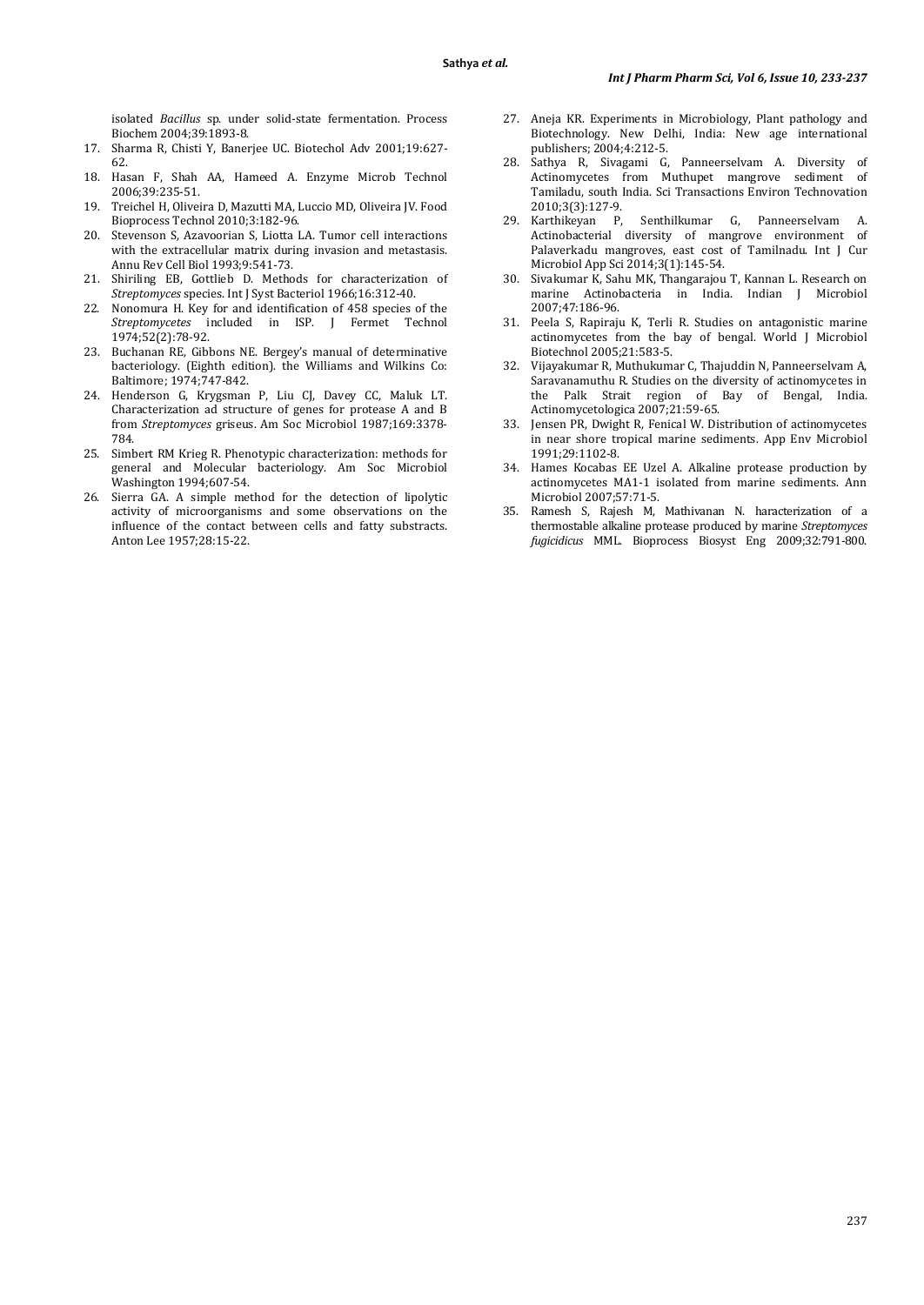isolated *Bacillus* sp. under solid-state fermentation. Process Biochem 2004;39:1893-8.

17. Sharma R, Chisti Y, Banerjee UC. Biotechol Adv 2001;19:627-62.
18. Hasan F, Shah AA, Hameed A. Enzyme Microb Technol 2006;39:235-51.
19. Treichel H, Oliveira D, Mazutti MA, Luccio MD, Oliveira JV. Food Bioprocess Technol 2010;3:182-96.
20. Stevenson S, Azavoorian S, Liotta LA. Tumor cell interactions with the extracellular matrix during invasion and metastasis. Annu Rev Cell Biol 1993;9:541-73.
21. Shiriling EB, Gottlieb D. Methods for characterization of *Streptomyces* species. Int J Syst Bacteriol 1966;16:312-40.
22. Nonomura H. Key for and identification of 458 species of the *Streptomycetes* included in ISP. J Fermet Technol 1974;52(2):78-92.
23. Buchanan RE, Gibbons NE. Bergey's manual of determinative bacteriology. (Eighth edition). the Williams and Wilkins Co: Baltimore; 1974;747-842.
24. Henderson G, Krygsman P, Liu CJ, Davey CC, Maluk LT. Characterization ad structure of genes for protease A and B from *Streptomyces* griseus. Am Soc Microbiol 1987;169:3378-784.
25. Simbert RM Krieg R. Phenotypic characterization: methods for general and Molecular bacteriology. Am Soc Microbiol Washington 1994;607-54.
26. Sierra GA. A simple method for the detection of lipolytic activity of microorganisms and some observations on the influence of the contact between cells and fatty substracts. Anton Lee 1957;28:15-22.
27. Aneja KR. Experiments in Microbiology, Plant pathology and Biotechnology. New Delhi, India: New age international publishers; 2004;4:212-5.
28. Sathya R, Sivagami G, Panneerselvam A. Diversity of Actinomycetes from Muthupet mangrove sediment of Tamiladu, south India. Sci Transactions Environ Technovation 2010;3(3):127-9.
29. Karthikeyan P, Senthilkumar G, Panneerselvam A. Actinobacterial diversity of mangrove environment of Palaverkadu mangroves, east cost of Tamilnadu. Int J Cur Microbiol App Sci 2014;3(1):145-54.
30. Sivakumar K, Sahu MK, Thangarajou T, Kannan L. Research on marine Actinobacteria in India. Indian J Microbiol 2007;47:186-96.
31. Peela S, Rapiraju K, Terli R. Studies on antagonistic marine actinomycetes from the bay of bengal. World J Microbiol Biotechnol 2005;21:583-5.
32. Vijayakumar R, Muthukumar C, Thajuddin N, Panneerselvam A, Saravanamuthu R. Studies on the diversity of actinomycetes in the Palk Strait region of Bay of Bengal, India. Actinomycetologica 2007;21:59-65.
33. Jensen PR, Dwight R, Fenical W. Distribution of actinomycetes in near shore tropical marine sediments. App Env Microbiol 1991;29:1102-8.
34. Hames Kocabas EE Uzel A. Alkaline protease production by actinomycetes MA1-1 isolated from marine sediments. Ann Microbiol 2007;57:71-5.
35. Ramesh S, Rajesh M, Mathivanan N. haracterization of a thermostable alkaline protease produced by marine *Streptomyces fugicidicus* MML. Bioprocess Biosyst Eng 2009;32:791-800.